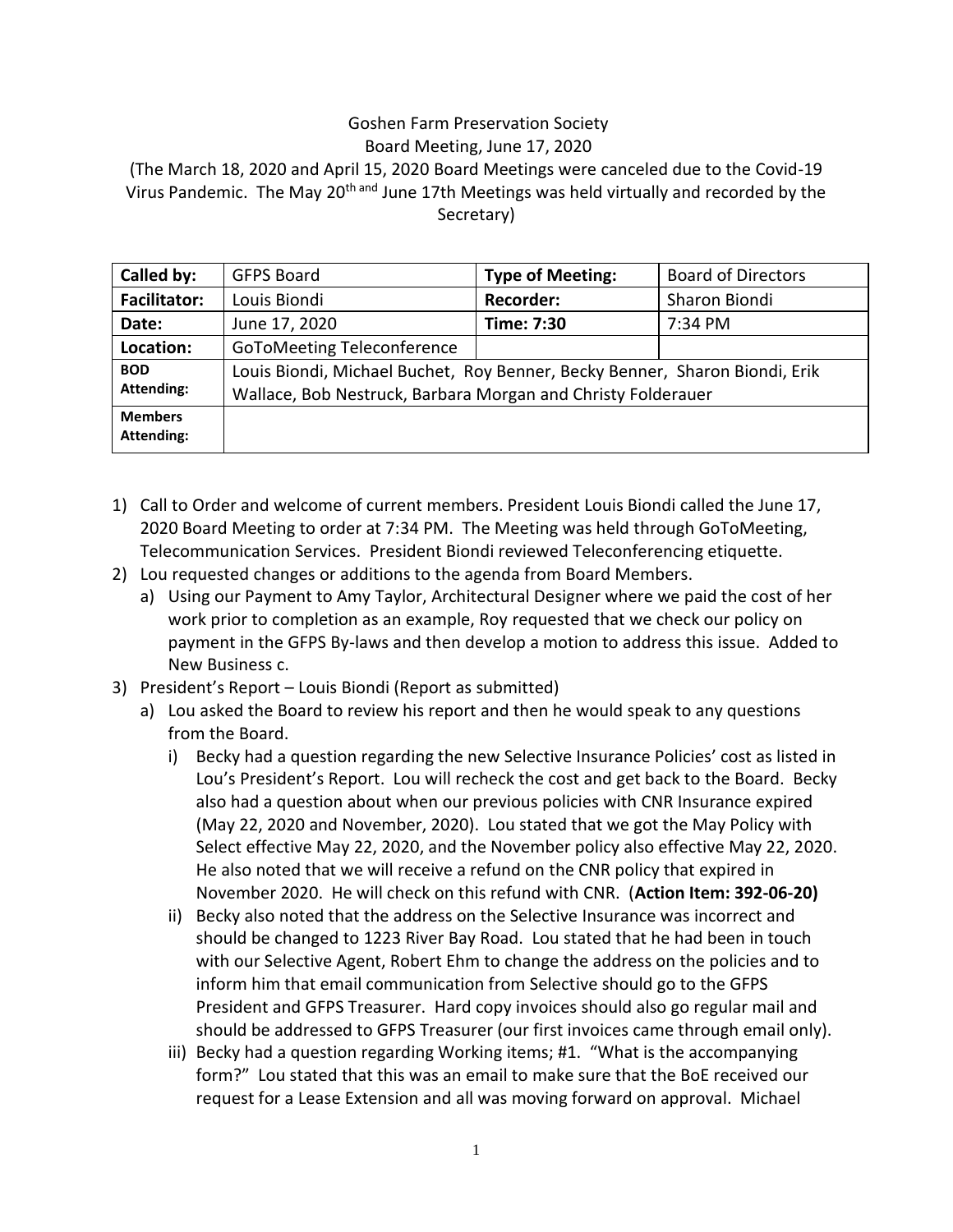Goshen Farm Preservation Society

Board Meeting, June 17, 2020

(The March 18, 2020 and April 15, 2020 Board Meetings were canceled due to the Covid-19 Virus Pandemic. The May 20th and June 17th Meetings was held virtually and recorded by the Secretary)

| **Called by:** | GFPS Board | **Type of Meeting:** | Board of Directors |
|---|---|---|---|
| **Facilitator:** | Louis Biondi | **Recorder:** | Sharon Biondi |
| **Date:** | June 17, 2020 | **Time: 7:30** | 7:34 PM |
| **Location:** | GoToMeeting Teleconference | | |
| **BOD Attending:** | Louis Biondi, Michael Buchet, Roy Benner, Becky Benner, Sharon Biondi, Erik Wallace, Bob Nestruck, Barbara Morgan and Christy Folderauer | | |
| **Members Attending:** | | | |

1) Call to Order and welcome of current members. President Louis Biondi called the June 17, 2020 Board Meeting to order at 7:34 PM. The Meeting was held through GoToMeeting, Telecommunication Services. President Biondi reviewed Teleconferencing etiquette.
2) Lou requested changes or additions to the agenda from Board Members.
   a) Using our Payment to Amy Taylor, Architectural Designer where we paid the cost of her work prior to completion as an example, Roy requested that we check our policy on payment in the GFPS By-laws and then develop a motion to address this issue. Added to New Business c.
3) President's Report – Louis Biondi (Report as submitted)
   a) Lou asked the Board to review his report and then he would speak to any questions from the Board.
      i) Becky had a question regarding the new Selective Insurance Policies' cost as listed in Lou's President's Report. Lou will recheck the cost and get back to the Board. Becky also had a question about when our previous policies with CNR Insurance expired (May 22, 2020 and November, 2020). Lou stated that we got the May Policy with Select effective May 22, 2020, and the November policy also effective May 22, 2020. He also noted that we will receive a refund on the CNR policy that expired in November 2020. He will check on this refund with CNR. (**Action Item: 392-06-20)**
      ii) Becky also noted that the address on the Selective Insurance was incorrect and should be changed to 1223 River Bay Road. Lou stated that he had been in touch with our Selective Agent, Robert Ehm to change the address on the policies and to inform him that email communication from Selective should go to the GFPS President and GFPS Treasurer. Hard copy invoices should also go regular mail and should be addressed to GFPS Treasurer (our first invoices came through email only).
      iii) Becky had a question regarding Working items; #1. "What is the accompanying form?" Lou stated that this was an email to make sure that the BoE received our request for a Lease Extension and all was moving forward on approval. Michael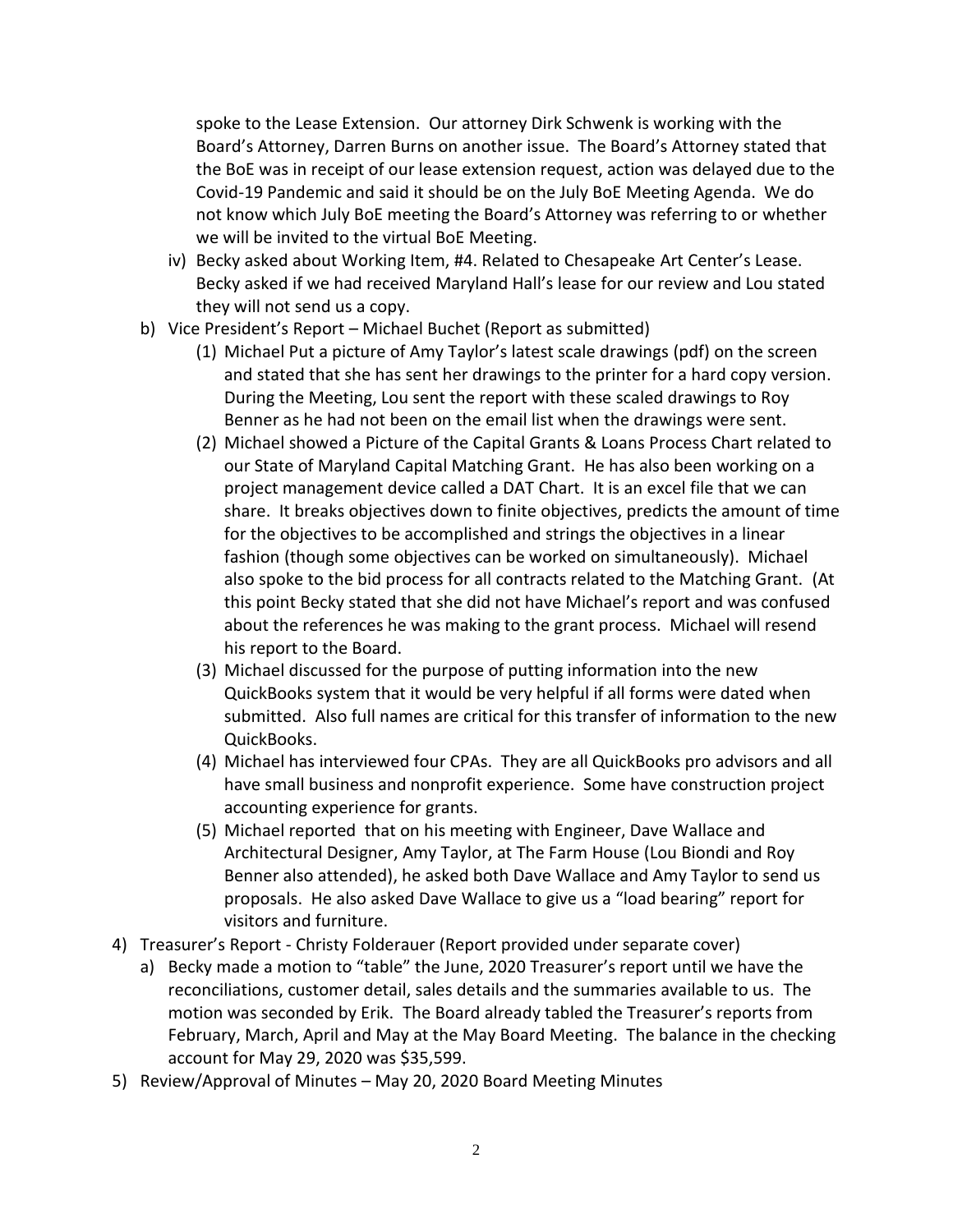spoke to the Lease Extension. Our attorney Dirk Schwenk is working with the Board's Attorney, Darren Burns on another issue. The Board's Attorney stated that the BoE was in receipt of our lease extension request, action was delayed due to the Covid-19 Pandemic and said it should be on the July BoE Meeting Agenda. We do not know which July BoE meeting the Board's Attorney was referring to or whether we will be invited to the virtual BoE Meeting.

- iv) Becky asked about Working Item, #4. Related to Chesapeake Art Center's Lease. Becky asked if we had received Maryland Hall's lease for our review and Lou stated they will not send us a copy.

b) Vice President's Report – Michael Buchet (Report as submitted)

- (1) Michael Put a picture of Amy Taylor's latest scale drawings (pdf) on the screen and stated that she has sent her drawings to the printer for a hard copy version. During the Meeting, Lou sent the report with these scaled drawings to Roy Benner as he had not been on the email list when the drawings were sent.
- (2) Michael showed a Picture of the Capital Grants & Loans Process Chart related to our State of Maryland Capital Matching Grant. He has also been working on a project management device called a DAT Chart. It is an excel file that we can share. It breaks objectives down to finite objectives, predicts the amount of time for the objectives to be accomplished and strings the objectives in a linear fashion (though some objectives can be worked on simultaneously). Michael also spoke to the bid process for all contracts related to the Matching Grant. (At this point Becky stated that she did not have Michael's report and was confused about the references he was making to the grant process. Michael will resend his report to the Board.
- (3) Michael discussed for the purpose of putting information into the new QuickBooks system that it would be very helpful if all forms were dated when submitted. Also full names are critical for this transfer of information to the new QuickBooks.
- (4) Michael has interviewed four CPAs. They are all QuickBooks pro advisors and all have small business and nonprofit experience. Some have construction project accounting experience for grants.
- (5) Michael reported that on his meeting with Engineer, Dave Wallace and Architectural Designer, Amy Taylor, at The Farm House (Lou Biondi and Roy Benner also attended), he asked both Dave Wallace and Amy Taylor to send us proposals. He also asked Dave Wallace to give us a "load bearing" report for visitors and furniture.

4) Treasurer's Report - Christy Folderauer (Report provided under separate cover)

- a) Becky made a motion to "table" the June, 2020 Treasurer's report until we have the reconciliations, customer detail, sales details and the summaries available to us. The motion was seconded by Erik. The Board already tabled the Treasurer's reports from February, March, April and May at the May Board Meeting. The balance in the checking account for May 29, 2020 was $35,599.

5) Review/Approval of Minutes – May 20, 2020 Board Meeting Minutes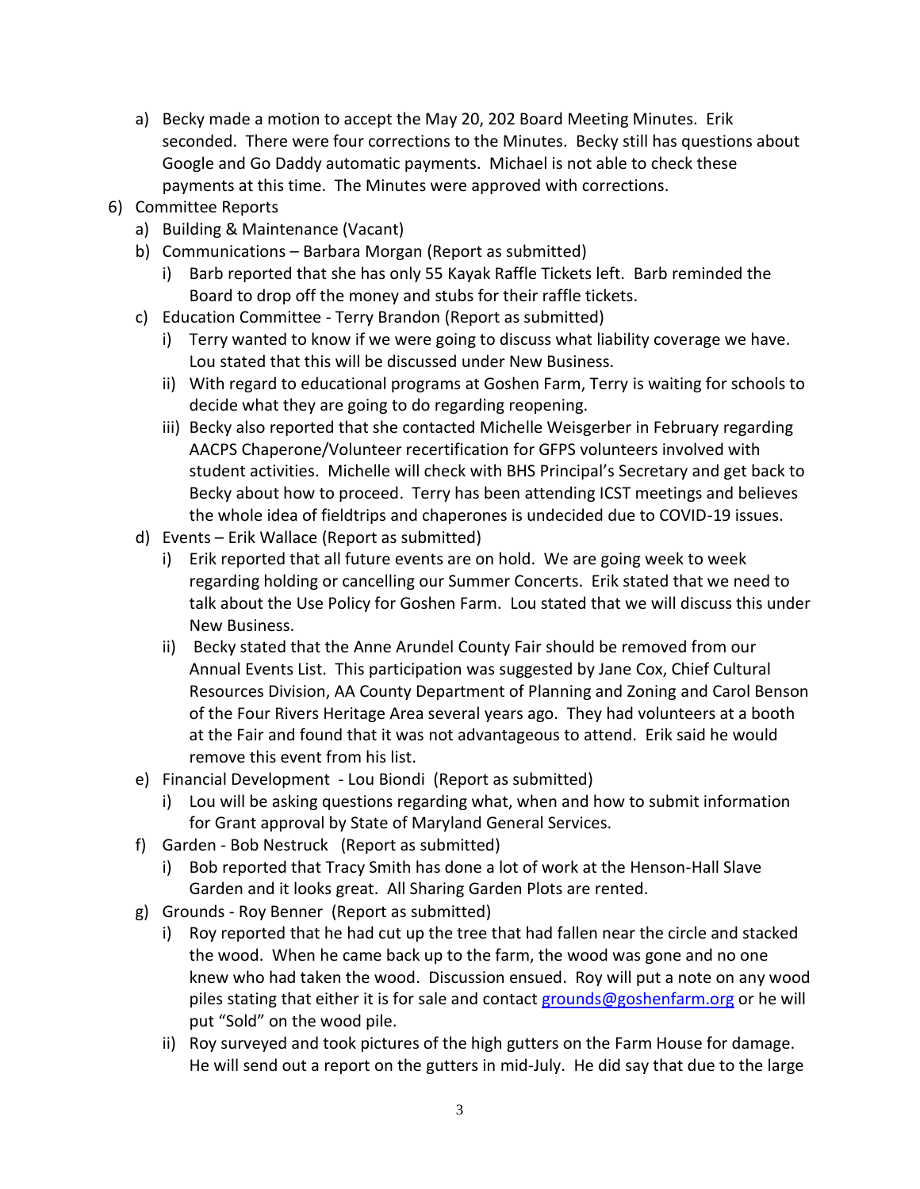a) Becky made a motion to accept the May 20, 202 Board Meeting Minutes. Erik seconded. There were four corrections to the Minutes. Becky still has questions about Google and Go Daddy automatic payments. Michael is not able to check these payments at this time. The Minutes were approved with corrections.

6) Committee Reports
   a) Building & Maintenance (Vacant)
   b) Communications – Barbara Morgan (Report as submitted)
      i) Barb reported that she has only 55 Kayak Raffle Tickets left. Barb reminded the Board to drop off the money and stubs for their raffle tickets.
   c) Education Committee - Terry Brandon (Report as submitted)
      i) Terry wanted to know if we were going to discuss what liability coverage we have. Lou stated that this will be discussed under New Business.
      ii) With regard to educational programs at Goshen Farm, Terry is waiting for schools to decide what they are going to do regarding reopening.
      iii) Becky also reported that she contacted Michelle Weisgerber in February regarding AACPS Chaperone/Volunteer recertification for GFPS volunteers involved with student activities. Michelle will check with BHS Principal's Secretary and get back to Becky about how to proceed. Terry has been attending ICST meetings and believes the whole idea of fieldtrips and chaperones is undecided due to COVID-19 issues.
   d) Events – Erik Wallace (Report as submitted)
      i) Erik reported that all future events are on hold. We are going week to week regarding holding or cancelling our Summer Concerts. Erik stated that we need to talk about the Use Policy for Goshen Farm. Lou stated that we will discuss this under New Business.
      ii) Becky stated that the Anne Arundel County Fair should be removed from our Annual Events List. This participation was suggested by Jane Cox, Chief Cultural Resources Division, AA County Department of Planning and Zoning and Carol Benson of the Four Rivers Heritage Area several years ago. They had volunteers at a booth at the Fair and found that it was not advantageous to attend. Erik said he would remove this event from his list.
   e) Financial Development - Lou Biondi (Report as submitted)
      i) Lou will be asking questions regarding what, when and how to submit information for Grant approval by State of Maryland General Services.
   f) Garden - Bob Nestruck (Report as submitted)
      i) Bob reported that Tracy Smith has done a lot of work at the Henson-Hall Slave Garden and it looks great. All Sharing Garden Plots are rented.
   g) Grounds - Roy Benner (Report as submitted)
      i) Roy reported that he had cut up the tree that had fallen near the circle and stacked the wood. When he came back up to the farm, the wood was gone and no one knew who had taken the wood. Discussion ensued. Roy will put a note on any wood piles stating that either it is for sale and contact grounds@goshenfarm.org or he will put "Sold" on the wood pile.
      ii) Roy surveyed and took pictures of the high gutters on the Farm House for damage. He will send out a report on the gutters in mid-July. He did say that due to the large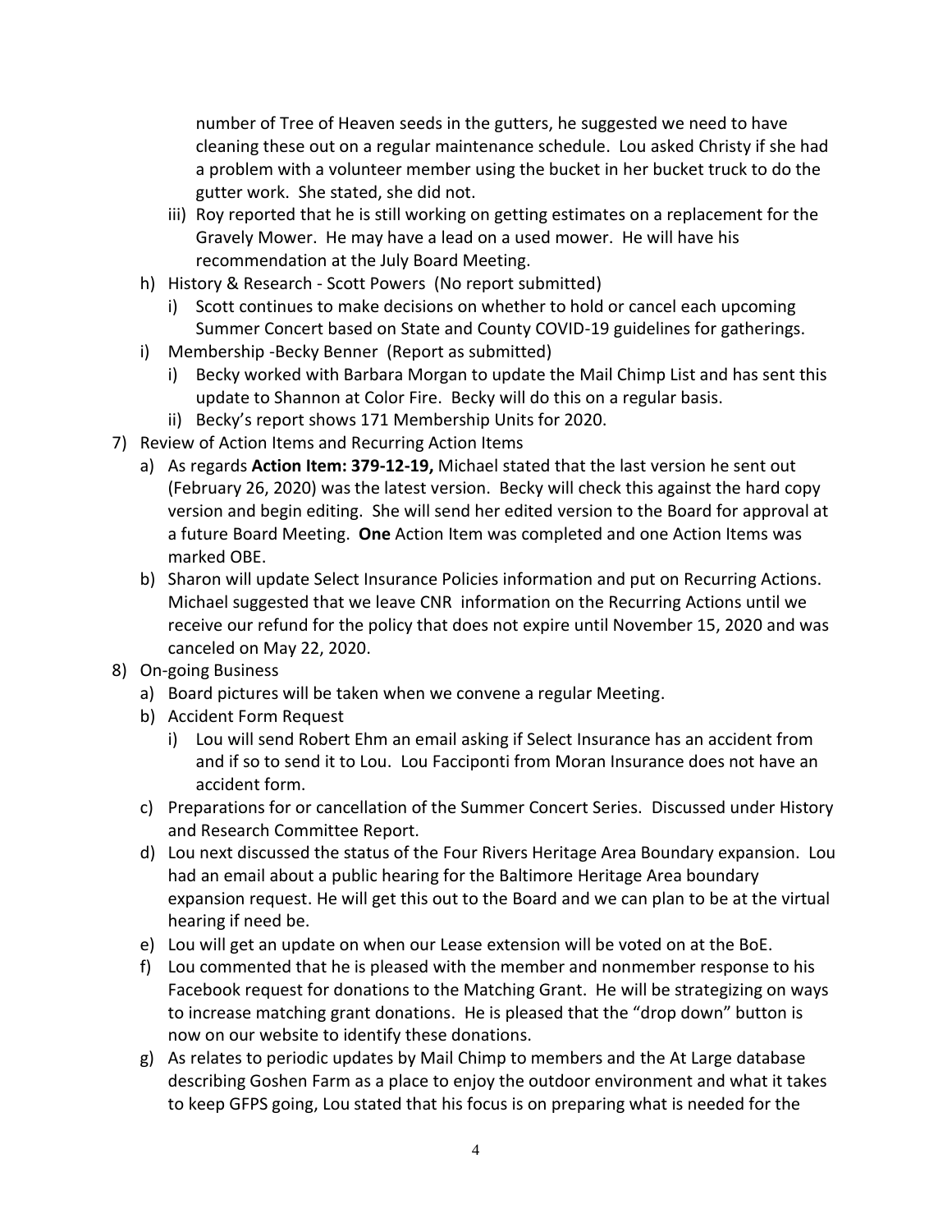number of Tree of Heaven seeds in the gutters, he suggested we need to have cleaning these out on a regular maintenance schedule. Lou asked Christy if she had a problem with a volunteer member using the bucket in her bucket truck to do the gutter work. She stated, she did not.

   iii) Roy reported that he is still working on getting estimates on a replacement for the Gravely Mower. He may have a lead on a used mower. He will have his recommendation at the July Board Meeting.

h) History & Research - Scott Powers (No report submitted)
   i) Scott continues to make decisions on whether to hold or cancel each upcoming Summer Concert based on State and County COVID-19 guidelines for gatherings.

i) Membership -Becky Benner (Report as submitted)
   i) Becky worked with Barbara Morgan to update the Mail Chimp List and has sent this update to Shannon at Color Fire. Becky will do this on a regular basis.
   ii) Becky's report shows 171 Membership Units for 2020.

7) Review of Action Items and Recurring Action Items
   a) As regards **Action Item: 379-12-19,** Michael stated that the last version he sent out (February 26, 2020) was the latest version. Becky will check this against the hard copy version and begin editing. She will send her edited version to the Board for approval at a future Board Meeting. **One** Action Item was completed and one Action Items was marked OBE.
   b) Sharon will update Select Insurance Policies information and put on Recurring Actions. Michael suggested that we leave CNR information on the Recurring Actions until we receive our refund for the policy that does not expire until November 15, 2020 and was canceled on May 22, 2020.

8) On-going Business
   a) Board pictures will be taken when we convene a regular Meeting.
   b) Accident Form Request
      i) Lou will send Robert Ehm an email asking if Select Insurance has an accident from and if so to send it to Lou. Lou Facciponti from Moran Insurance does not have an accident form.
   c) Preparations for or cancellation of the Summer Concert Series. Discussed under History and Research Committee Report.
   d) Lou next discussed the status of the Four Rivers Heritage Area Boundary expansion. Lou had an email about a public hearing for the Baltimore Heritage Area boundary expansion request. He will get this out to the Board and we can plan to be at the virtual hearing if need be.
   e) Lou will get an update on when our Lease extension will be voted on at the BoE.
   f) Lou commented that he is pleased with the member and nonmember response to his Facebook request for donations to the Matching Grant. He will be strategizing on ways to increase matching grant donations. He is pleased that the "drop down" button is now on our website to identify these donations.
   g) As relates to periodic updates by Mail Chimp to members and the At Large database describing Goshen Farm as a place to enjoy the outdoor environment and what it takes to keep GFPS going, Lou stated that his focus is on preparing what is needed for the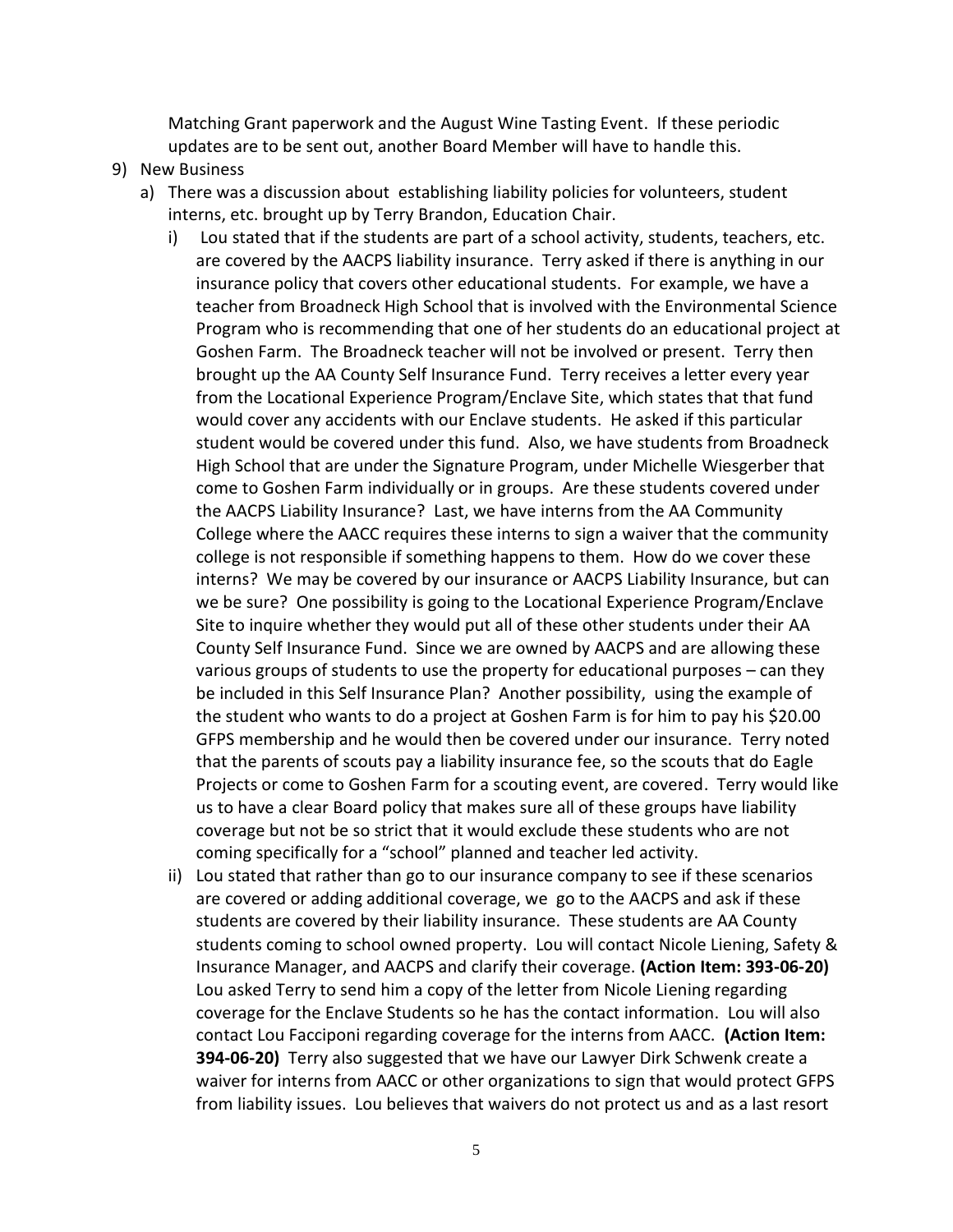Matching Grant paperwork and the August Wine Tasting Event. If these periodic updates are to be sent out, another Board Member will have to handle this.

9) New Business
   a) There was a discussion about establishing liability policies for volunteers, student interns, etc. brought up by Terry Brandon, Education Chair.
      i) Lou stated that if the students are part of a school activity, students, teachers, etc. are covered by the AACPS liability insurance. Terry asked if there is anything in our insurance policy that covers other educational students. For example, we have a teacher from Broadneck High School that is involved with the Environmental Science Program who is recommending that one of her students do an educational project at Goshen Farm. The Broadneck teacher will not be involved or present. Terry then brought up the AA County Self Insurance Fund. Terry receives a letter every year from the Locational Experience Program/Enclave Site, which states that that fund would cover any accidents with our Enclave students. He asked if this particular student would be covered under this fund. Also, we have students from Broadneck High School that are under the Signature Program, under Michelle Wiesgerber that come to Goshen Farm individually or in groups. Are these students covered under the AACPS Liability Insurance? Last, we have interns from the AA Community College where the AACC requires these interns to sign a waiver that the community college is not responsible if something happens to them. How do we cover these interns? We may be covered by our insurance or AACPS Liability Insurance, but can we be sure? One possibility is going to the Locational Experience Program/Enclave Site to inquire whether they would put all of these other students under their AA County Self Insurance Fund. Since we are owned by AACPS and are allowing these various groups of students to use the property for educational purposes – can they be included in this Self Insurance Plan? Another possibility, using the example of the student who wants to do a project at Goshen Farm is for him to pay his $20.00 GFPS membership and he would then be covered under our insurance. Terry noted that the parents of scouts pay a liability insurance fee, so the scouts that do Eagle Projects or come to Goshen Farm for a scouting event, are covered. Terry would like us to have a clear Board policy that makes sure all of these groups have liability coverage but not be so strict that it would exclude these students who are not coming specifically for a "school" planned and teacher led activity.
      ii) Lou stated that rather than go to our insurance company to see if these scenarios are covered or adding additional coverage, we go to the AACPS and ask if these students are covered by their liability insurance. These students are AA County students coming to school owned property. Lou will contact Nicole Liening, Safety & Insurance Manager, and AACPS and clarify their coverage. **(Action Item: 393-06-20)** Lou asked Terry to send him a copy of the letter from Nicole Liening regarding coverage for the Enclave Students so he has the contact information. Lou will also contact Lou Facciponi regarding coverage for the interns from AACC. **(Action Item: 394-06-20)** Terry also suggested that we have our Lawyer Dirk Schwenk create a waiver for interns from AACC or other organizations to sign that would protect GFPS from liability issues. Lou believes that waivers do not protect us and as a last resort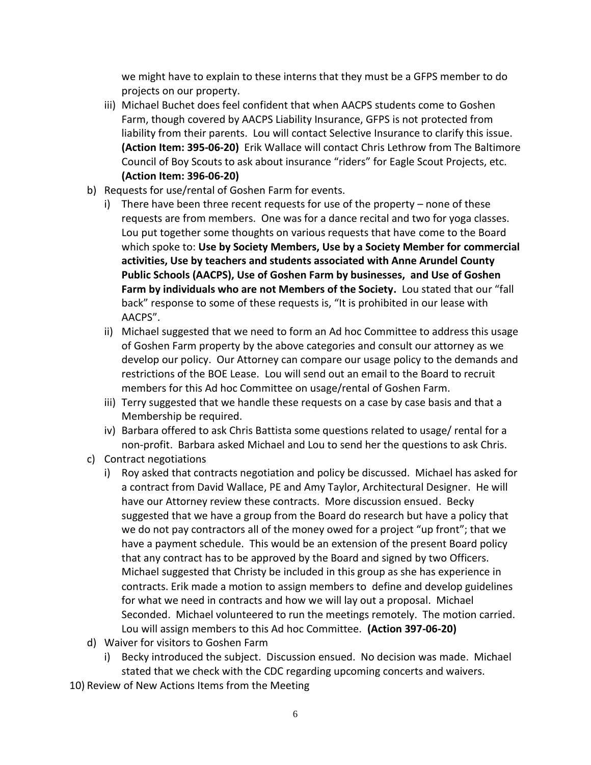we might have to explain to these interns that they must be a GFPS member to do projects on our property.

- iii) Michael Buchet does feel confident that when AACPS students come to Goshen Farm, though covered by AACPS Liability Insurance, GFPS is not protected from liability from their parents. Lou will contact Selective Insurance to clarify this issue. **(Action Item: 395-06-20)** Erik Wallace will contact Chris Lethrow from The Baltimore Council of Boy Scouts to ask about insurance "riders" for Eagle Scout Projects, etc. **(Action Item: 396-06-20)**

b) Requests for use/rental of Goshen Farm for events.

- i) There have been three recent requests for use of the property – none of these requests are from members. One was for a dance recital and two for yoga classes. Lou put together some thoughts on various requests that have come to the Board which spoke to: **Use by Society Members, Use by a Society Member for commercial activities, Use by teachers and students associated with Anne Arundel County Public Schools (AACPS), Use of Goshen Farm by businesses, and Use of Goshen Farm by individuals who are not Members of the Society.** Lou stated that our "fall back" response to some of these requests is, "It is prohibited in our lease with AACPS".
- ii) Michael suggested that we need to form an Ad hoc Committee to address this usage of Goshen Farm property by the above categories and consult our attorney as we develop our policy. Our Attorney can compare our usage policy to the demands and restrictions of the BOE Lease. Lou will send out an email to the Board to recruit members for this Ad hoc Committee on usage/rental of Goshen Farm.
- iii) Terry suggested that we handle these requests on a case by case basis and that a Membership be required.
- iv) Barbara offered to ask Chris Battista some questions related to usage/ rental for a non-profit. Barbara asked Michael and Lou to send her the questions to ask Chris.

c) Contract negotiations

- i) Roy asked that contracts negotiation and policy be discussed. Michael has asked for a contract from David Wallace, PE and Amy Taylor, Architectural Designer. He will have our Attorney review these contracts. More discussion ensued. Becky suggested that we have a group from the Board do research but have a policy that we do not pay contractors all of the money owed for a project "up front"; that we have a payment schedule. This would be an extension of the present Board policy that any contract has to be approved by the Board and signed by two Officers. Michael suggested that Christy be included in this group as she has experience in contracts. Erik made a motion to assign members to define and develop guidelines for what we need in contracts and how we will lay out a proposal. Michael Seconded. Michael volunteered to run the meetings remotely. The motion carried. Lou will assign members to this Ad hoc Committee. **(Action 397-06-20)**

d) Waiver for visitors to Goshen Farm

- i) Becky introduced the subject. Discussion ensued. No decision was made. Michael stated that we check with the CDC regarding upcoming concerts and waivers.

10) Review of New Actions Items from the Meeting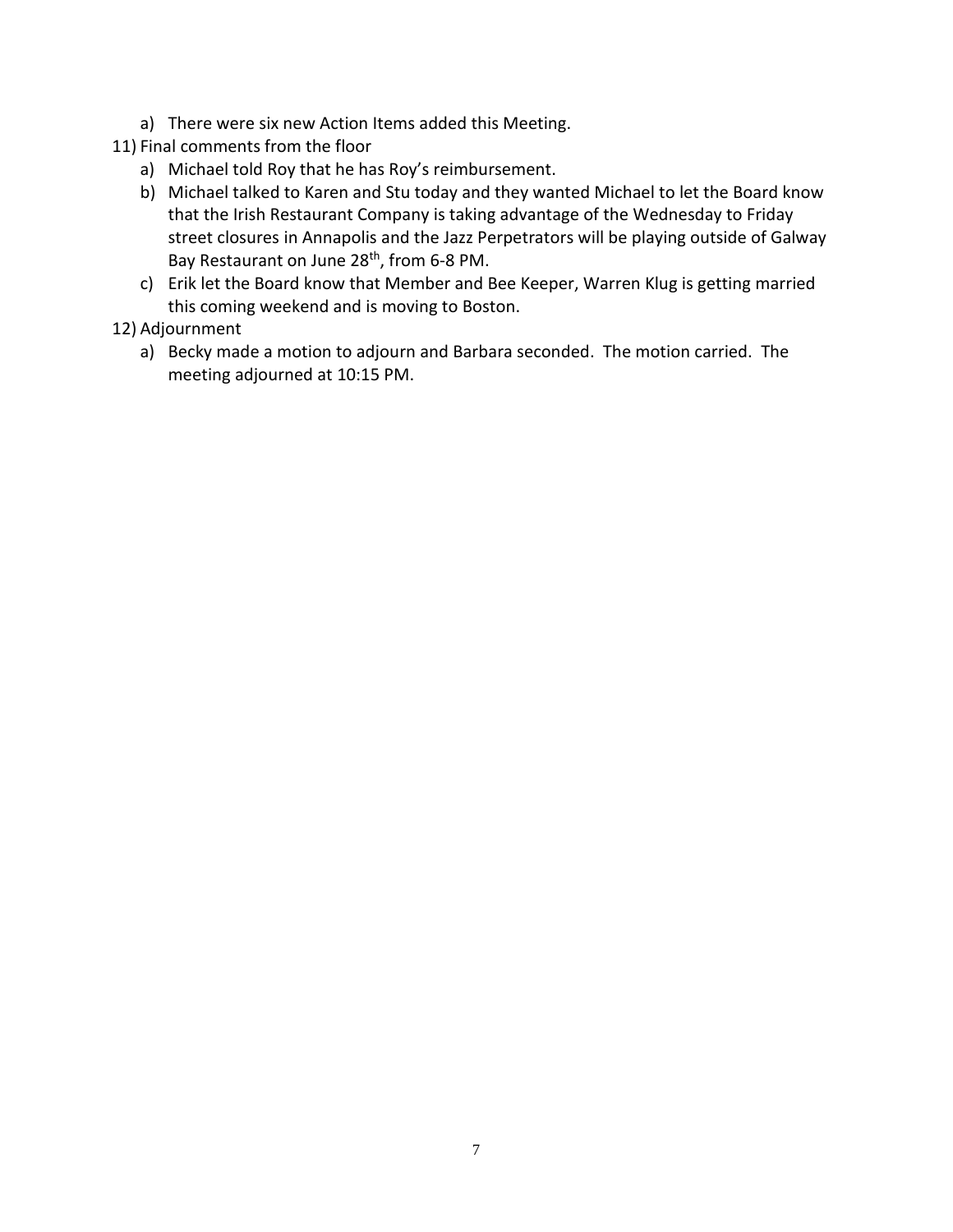a) There were six new Action Items added this Meeting.

11) Final comments from the floor
    a) Michael told Roy that he has Roy's reimbursement.
    b) Michael talked to Karen and Stu today and they wanted Michael to let the Board know that the Irish Restaurant Company is taking advantage of the Wednesday to Friday street closures in Annapolis and the Jazz Perpetrators will be playing outside of Galway Bay Restaurant on June 28th, from 6-8 PM.
    c) Erik let the Board know that Member and Bee Keeper, Warren Klug is getting married this coming weekend and is moving to Boston.

12) Adjournment
    a) Becky made a motion to adjourn and Barbara seconded. The motion carried. The meeting adjourned at 10:15 PM.